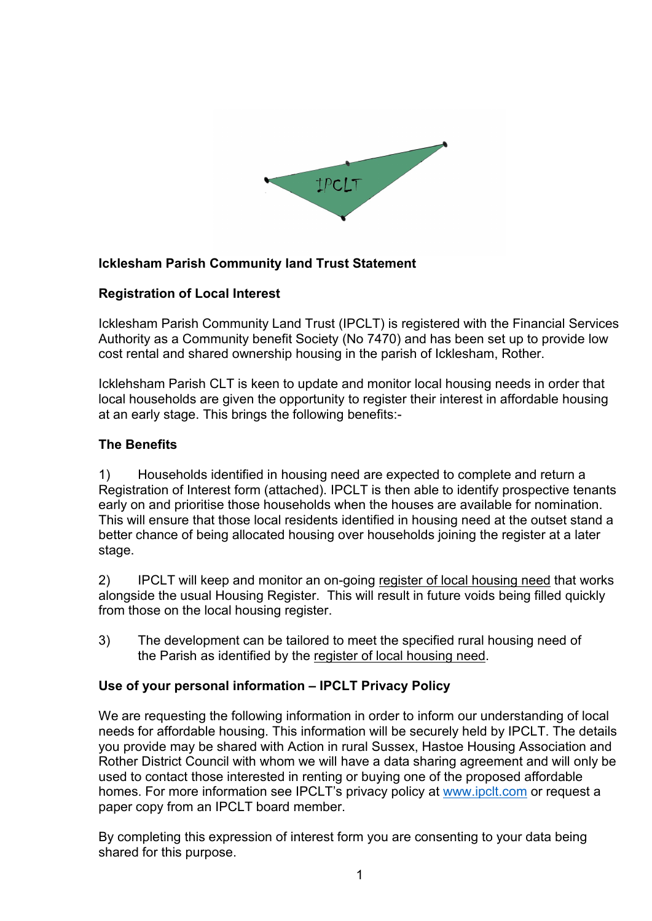**Icklesham Parish Community land Trust Statement**

**Registration of Local Interest**

Icklesham Parish Community Land Trust (IPCLT) is registered with the Financial Services Authority as a Community benefit Society (No 7470) and has been set up to provide low cost rental and shared ownership housing in the parish of Icklesham, Rother.

Icklehsham Parish CLT is keen to update and monitor local housing needs in order that local households are given the opportunity to register their interest in affordable housing at an early stage. This brings the following benefits:-

**The Benefits**

1) Households identified in housing need are expected to complete and return a Registration of Interest form (attached). IPCLT is then able to identify prospective tenants early on and prioritise those households when the houses are available for nomination. This will ensure that those local residents identified in housing need at the outset stand a better chance of being allocated housing over households joining the register at a later stage.

2) IPCLT will keep and monitor an on-going register of local housing need that works alongside the usual Housing Register. This will result in future voids being filled quickly from those on the local housing register.

3) The development can be tailored to meet the specified rural housing need of the Parish as identified by the register of local housing need.

**Use of your personal information – IPCLT Privacy Policy**

We are requesting the following information in order to inform our understanding of local needs for affordable housing. This information will be securely held by IPCLT. The details you provide may be shared with Action in rural Sussex, Hastoe Housing Association and Rother District Council with whom we will have a data sharing agreement and will only be used to contact those interested in renting or buying one of the proposed affordable homes. For more information see IPCLT's privacy policy at www.ipclt.com or request a paper copy from an IPCLT board member.

By completing this expression of interest form you are consenting to your data being shared for this purpose.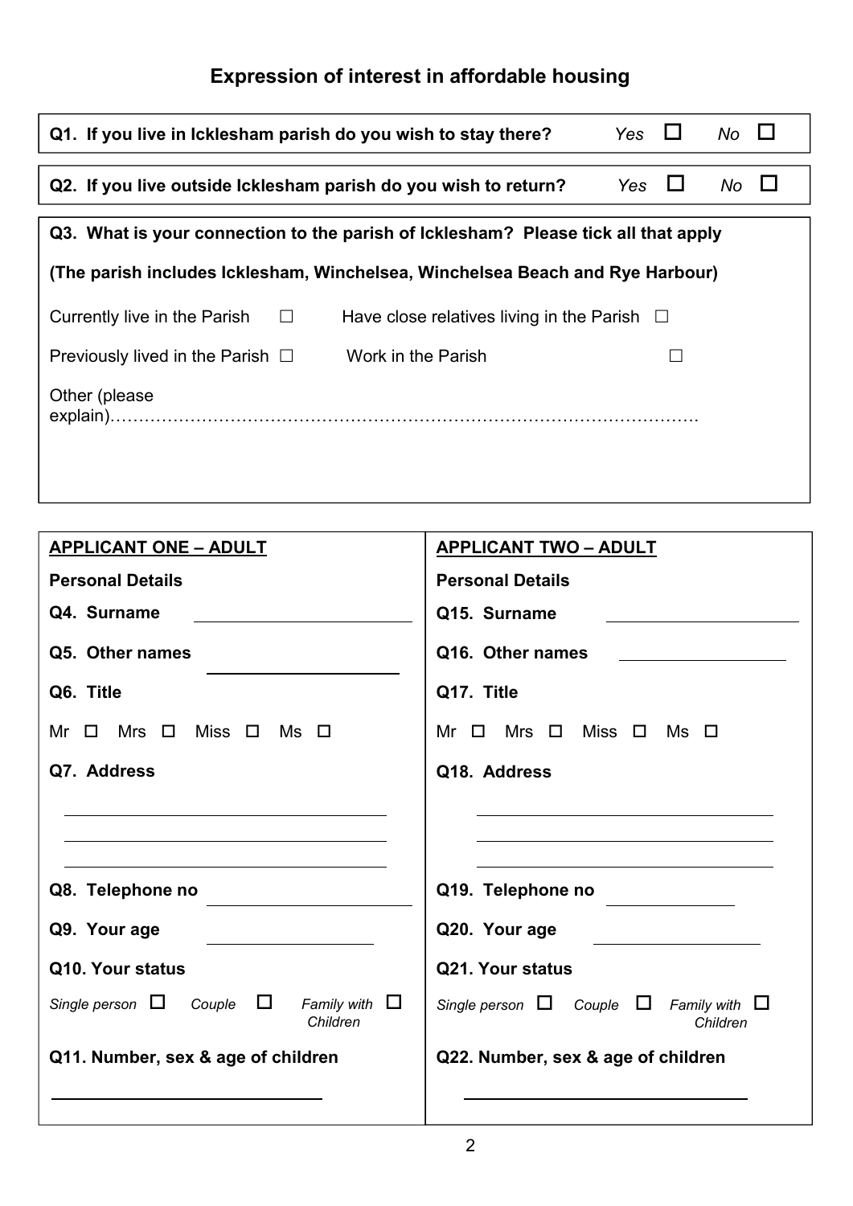## Expression of interest in affordable housing

**Q1. If you live in Icklesham parish do you wish to stay there?** *Yes* ☐ *No* ☐

**Q2. If you live outside Icklesham parish do you wish to return?** *Yes* ☐ *No* ☐

**Q3. What is your connection to the parish of Icklesham? Please tick all that apply**

**(The parish includes Icklesham, Winchelsea, Winchelsea Beach and Rye Harbour)**

Currently live in the Parish ☐ Have close relatives living in the Parish ☐

Previously lived in the Parish ☐ Work in the Parish ☐

Other (please explain)…………………………………………………………………………………….

| **APPLICANT ONE – ADULT** | **APPLICANT TWO – ADULT** |
|---|---|
| **Personal Details** | **Personal Details** |
| **Q4. Surname** ____________________ | **Q15. Surname** ____________________ |
| **Q5. Other names** ____________________ | **Q16. Other names** ____________________ |
| **Q6. Title** | **Q17. Title** |
| Mr ☐ Mrs ☐ Miss ☐ Ms ☐ | Mr ☐ Mrs ☐ Miss ☐ Ms ☐ |
| **Q7. Address** ____________________ ____________________ ____________________ | **Q18. Address** ____________________ ____________________ ____________________ |
| **Q8. Telephone no** ____________________ | **Q19. Telephone no** ____________________ |
| **Q9. Your age** ____________________ | **Q20. Your age** ____________________ |
| **Q10. Your status** | **Q21. Your status** |
| *Single person* ☐ *Couple* ☐ *Family with Children* ☐ | *Single person* ☐ *Couple* ☐ *Family with Children* ☐ |
| **Q11. Number, sex & age of children** ____________________ | **Q22. Number, sex & age of children** ____________________ |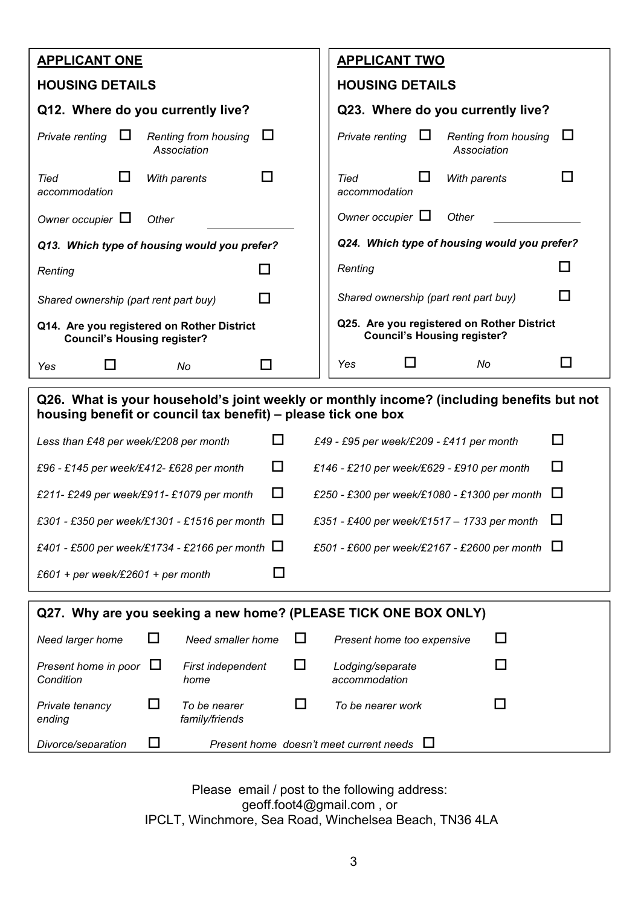**APPLICANT ONE**

**HOUSING DETAILS**

**Q12. Where do you currently live?**

| | | | |
|---|---|---|---|
| *Private renting* | ☐ | *Renting from housing Association* | ☐ |
| *Tied accommodation* | ☐ | *With parents* | ☐ |
| *Owner occupier* | ☐ | *Other* | ______ |

***Q13. Which type of housing would you prefer?***

*Renting* ☐

*Shared ownership (part rent part buy)* ☐

**Q14. Are you registered on Rother District Council's Housing register?**

*Yes* ☐ *No* ☐

**APPLICANT TWO**

**HOUSING DETAILS**

**Q23. Where do you currently live?**

| | | | |
|---|---|---|---|
| *Private renting* | ☐ | *Renting from housing Association* | ☐ |
| *Tied accommodation* | ☐ | *With parents* | ☐ |
| *Owner occupier* | ☐ | *Other* | ______ |

***Q24. Which type of housing would you prefer?***

*Renting* ☐

*Shared ownership (part rent part buy)* ☐

**Q25. Are you registered on Rother District Council's Housing register?**

*Yes* ☐ *No* ☐

**Q26. What is your household's joint weekly or monthly income? (including benefits but not housing benefit or council tax benefit) – please tick one box**

| | | | |
|---|---|---|---|
| *Less than £48 per week/£208 per month* | ☐ | *£49 - £95 per week/£209 - £411 per month* | ☐ |
| *£96 - £145 per week/£412- £628 per month* | ☐ | *£146 - £210 per week/£629 - £910 per month* | ☐ |
| *£211- £249 per week/£911- £1079 per month* | ☐ | *£250 - £300 per week/£1080 - £1300 per month* | ☐ |
| *£301 - £350 per week/£1301 - £1516 per month* | ☐ | *£351 - £400 per week/£1517 – 1733 per month* | ☐ |
| *£401 - £500 per week/£1734 - £2166 per month* | ☐ | *£501 - £600 per week/£2167 - £2600 per month* | ☐ |
| *£601 + per week/£2601 + per month* | ☐ | | |

**Q27. Why are you seeking a new home? (PLEASE TICK ONE BOX ONLY)**

| | | | | | |
|---|---|---|---|---|---|
| *Need larger home* | ☐ | *Need smaller home* | ☐ | *Present home too expensive* | ☐ |
| *Present home in poor Condition* | ☐ | *First independent home* | ☐ | *Lodging/separate accommodation* | ☐ |
| *Private tenancy ending* | ☐ | *To be nearer family/friends* | ☐ | *To be nearer work* | ☐ |
| *Divorce/separation* | ☐ | *Present home doesn't meet current needs* | ☐ | | |

Please email / post to the following address:
geoff.foot4@gmail.com , or
IPCLT, Winchmore, Sea Road, Winchelsea Beach, TN36 4LA